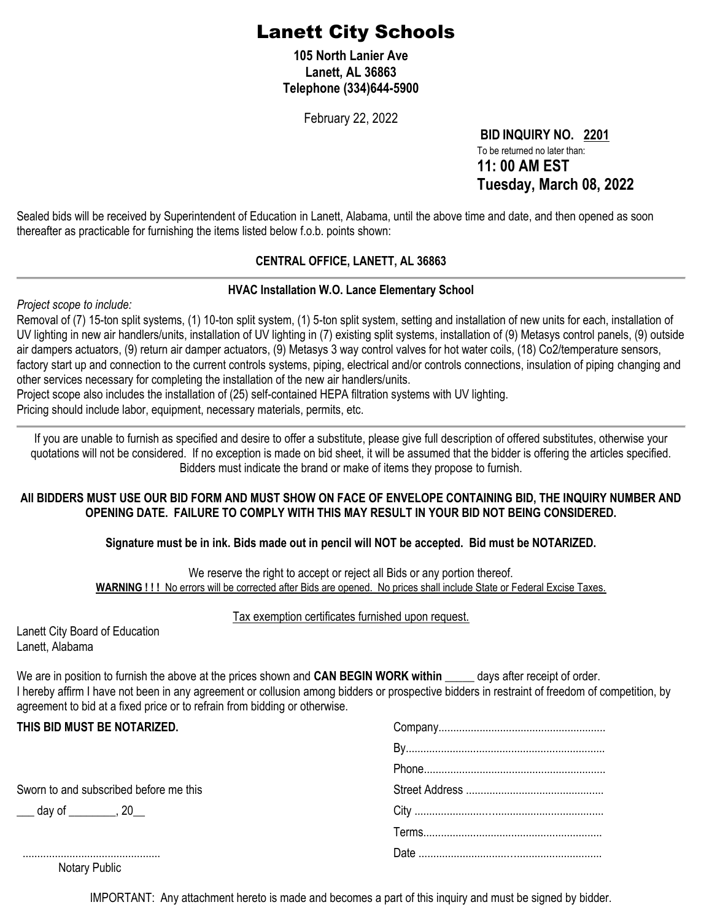# Lanett City Schools

**105 North Lanier Ave**
**Lanett, AL 36863**
**Telephone (334)644-5900**

February 22, 2022

**BID INQUIRY NO. 2201**
To be returned no later than:
**11: 00 AM EST**
**Tuesday, March 08, 2022**

Sealed bids will be received by Superintendent of Education in Lanett, Alabama, until the above time and date, and then opened as soon thereafter as practicable for furnishing the items listed below f.o.b. points shown:

**CENTRAL OFFICE, LANETT, AL 36863**

---

**HVAC Installation W.O. Lance Elementary School**

*Project scope to include:*

Removal of (7) 15-ton split systems, (1) 10-ton split system, (1) 5-ton split system, setting and installation of new units for each, installation of UV lighting in new air handlers/units, installation of UV lighting in (7) existing split systems, installation of (9) Metasys control panels, (9) outside air dampers actuators, (9) return air damper actuators, (9) Metasys 3 way control valves for hot water coils, (18) Co2/temperature sensors, factory start up and connection to the current controls systems, piping, electrical and/or controls connections, insulation of piping changing and other services necessary for completing the installation of the new air handlers/units.

Project scope also includes the installation of (25) self-contained HEPA filtration systems with UV lighting.

Pricing should include labor, equipment, necessary materials, permits, etc.

---

If you are unable to furnish as specified and desire to offer a substitute, please give full description of offered substitutes, otherwise your quotations will not be considered. If no exception is made on bid sheet, it will be assumed that the bidder is offering the articles specified. Bidders must indicate the brand or make of items they propose to furnish.

**All BIDDERS MUST USE OUR BID FORM AND MUST SHOW ON FACE OF ENVELOPE CONTAINING BID, THE INQUIRY NUMBER AND OPENING DATE. FAILURE TO COMPLY WITH THIS MAY RESULT IN YOUR BID NOT BEING CONSIDERED.**

**Signature must be in ink. Bids made out in pencil will NOT be accepted. Bid must be NOTARIZED.**

We reserve the right to accept or reject all Bids or any portion thereof.

**WARNING ! ! !** No errors will be corrected after Bids are opened. No prices shall include State or Federal Excise Taxes.

Tax exemption certificates furnished upon request.

Lanett City Board of Education
Lanett, Alabama

We are in position to furnish the above at the prices shown and **CAN BEGIN WORK within** _____ days after receipt of order.

I hereby affirm I have not been in any agreement or collusion among bidders or prospective bidders in restraint of freedom of competition, by agreement to bid at a fixed price or to refrain from bidding or otherwise.

**THIS BID MUST BE NOTARIZED.**

Sworn to and subscribed before me this

___ day of ________, 20__

...............................................
Notary Public

Company........................................................
By..................................................................
Phone............................................................
Street Address ..............................................
City ...............................................................
Terms............................................................
Date ..............................................................

IMPORTANT: Any attachment hereto is made and becomes a part of this inquiry and must be signed by bidder.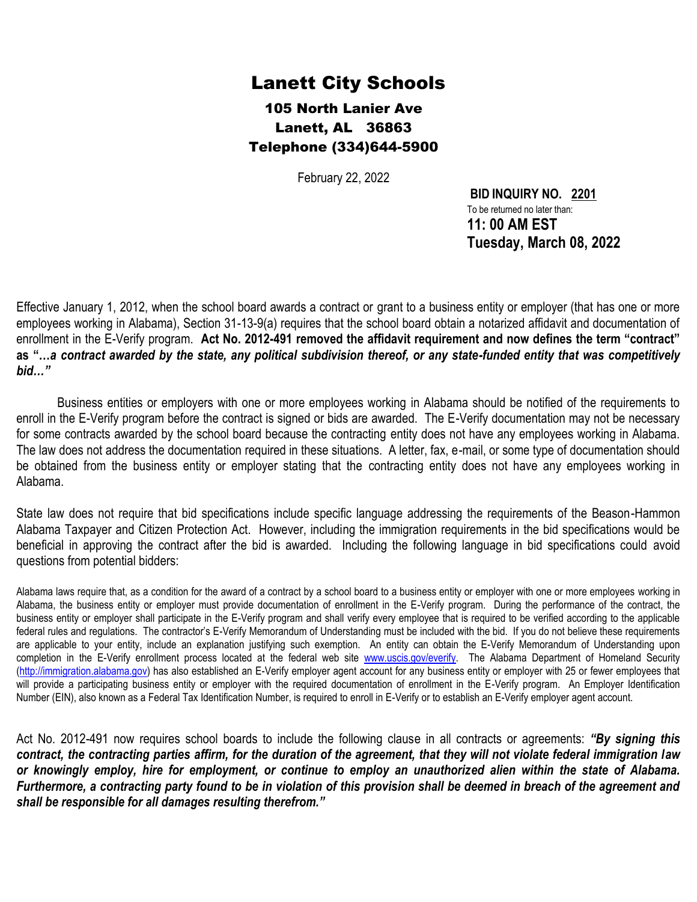# Lanett City Schools

### 105 North Lanier Ave
### Lanett, AL 36863
### Telephone (334)644-5900

February 22, 2022

**BID INQUIRY NO. 2201**
To be returned no later than:
**11: 00 AM EST**
**Tuesday, March 08, 2022**

Effective January 1, 2012, when the school board awards a contract or grant to a business entity or employer (that has one or more employees working in Alabama), Section 31-13-9(a) requires that the school board obtain a notarized affidavit and documentation of enrollment in the E-Verify program. **Act No. 2012-491 removed the affidavit requirement and now defines the term "contract" as "*…a contract awarded by the state, any political subdivision thereof, or any state-funded entity that was competitively bid…*"**

Business entities or employers with one or more employees working in Alabama should be notified of the requirements to enroll in the E-Verify program before the contract is signed or bids are awarded. The E-Verify documentation may not be necessary for some contracts awarded by the school board because the contracting entity does not have any employees working in Alabama. The law does not address the documentation required in these situations. A letter, fax, e-mail, or some type of documentation should be obtained from the business entity or employer stating that the contracting entity does not have any employees working in Alabama.

State law does not require that bid specifications include specific language addressing the requirements of the Beason-Hammon Alabama Taxpayer and Citizen Protection Act. However, including the immigration requirements in the bid specifications would be beneficial in approving the contract after the bid is awarded. Including the following language in bid specifications could avoid questions from potential bidders:

Alabama laws require that, as a condition for the award of a contract by a school board to a business entity or employer with one or more employees working in Alabama, the business entity or employer must provide documentation of enrollment in the E-Verify program. During the performance of the contract, the business entity or employer shall participate in the E-Verify program and shall verify every employee that is required to be verified according to the applicable federal rules and regulations. The contractor's E-Verify Memorandum of Understanding must be included with the bid. If you do not believe these requirements are applicable to your entity, include an explanation justifying such exemption. An entity can obtain the E-Verify Memorandum of Understanding upon completion in the E-Verify enrollment process located at the federal web site www.uscis.gov/everify. The Alabama Department of Homeland Security (http://immigration.alabama.gov) has also established an E-Verify employer agent account for any business entity or employer with 25 or fewer employees that will provide a participating business entity or employer with the required documentation of enrollment in the E-Verify program. An Employer Identification Number (EIN), also known as a Federal Tax Identification Number, is required to enroll in E-Verify or to establish an E-Verify employer agent account.

Act No. 2012-491 now requires school boards to include the following clause in all contracts or agreements: ***"By signing this contract, the contracting parties affirm, for the duration of the agreement, that they will not violate federal immigration law or knowingly employ, hire for employment, or continue to employ an unauthorized alien within the state of Alabama. Furthermore, a contracting party found to be in violation of this provision shall be deemed in breach of the agreement and shall be responsible for all damages resulting therefrom."***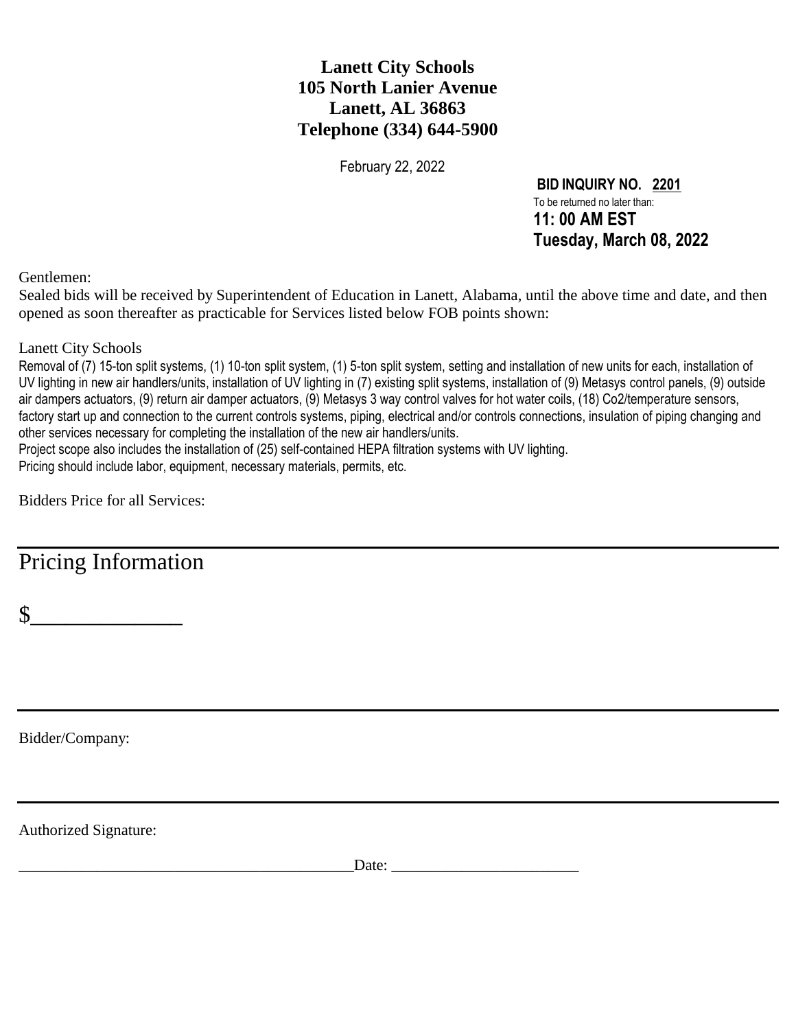**Lanett City Schools**
**105 North Lanier Avenue**
**Lanett, AL 36863**
**Telephone (334) 644-5900**

February 22, 2022

**BID INQUIRY NO. 2201**
To be returned no later than:
**11: 00 AM EST**
**Tuesday, March 08, 2022**

Gentlemen:
Sealed bids will be received by Superintendent of Education in Lanett, Alabama, until the above time and date, and then opened as soon thereafter as practicable for Services listed below FOB points shown:

Lanett City Schools
Removal of (7) 15-ton split systems, (1) 10-ton split system, (1) 5-ton split system, setting and installation of new units for each, installation of UV lighting in new air handlers/units, installation of UV lighting in (7) existing split systems, installation of (9) Metasys control panels, (9) outside air dampers actuators, (9) return air damper actuators, (9) Metasys 3 way control valves for hot water coils, (18) Co2/temperature sensors, factory start up and connection to the current controls systems, piping, electrical and/or controls connections, insulation of piping changing and other services necessary for completing the installation of the new air handlers/units.
Project scope also includes the installation of (25) self-contained HEPA filtration systems with UV lighting.
Pricing should include labor, equipment, necessary materials, permits, etc.

Bidders Price for all Services:

# Pricing Information

$______________

Bidder/Company:

Authorized Signature:

___________________________________________Date: ________________________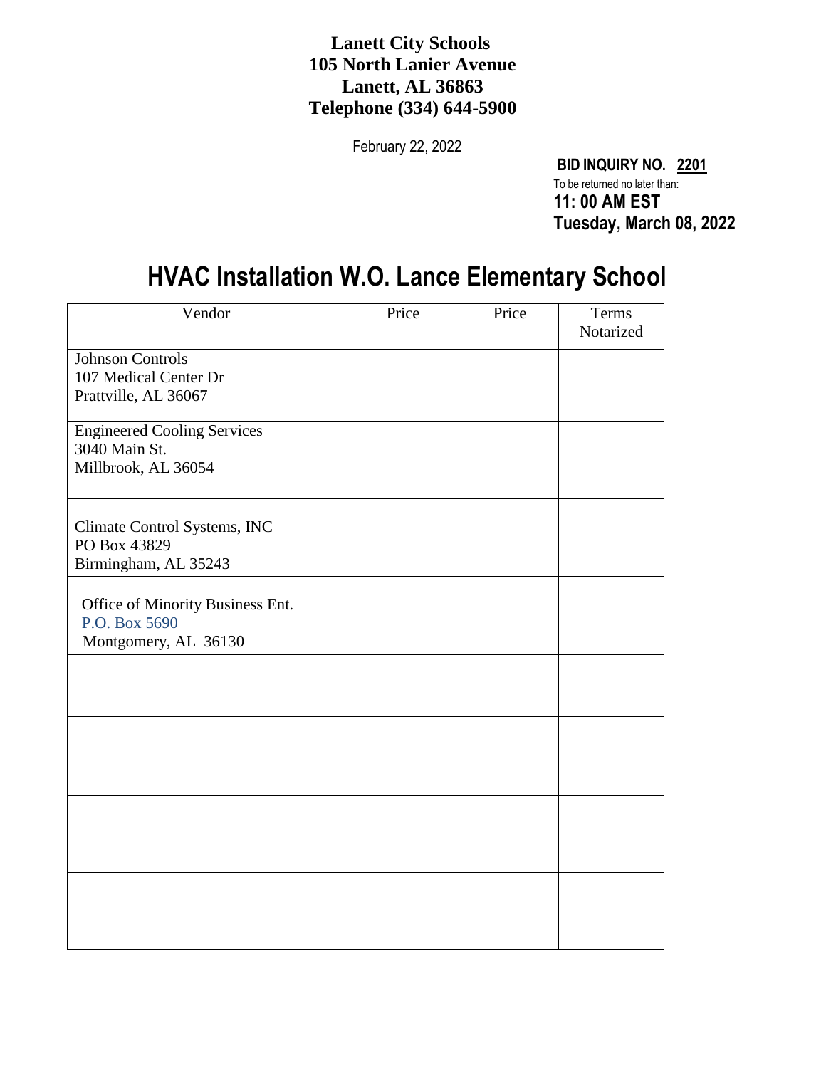**Lanett City Schools**
**105 North Lanier Avenue**
**Lanett, AL 36863**
**Telephone (334) 644-5900**

February 22, 2022

**BID INQUIRY NO. 2201**
To be returned no later than:
**11: 00 AM EST**
**Tuesday, March 08, 2022**

# HVAC Installation W.O. Lance Elementary School

| Vendor | Price | Price | Terms Notarized |
|---|---|---|---|
| Johnson Controls<br>107 Medical Center Dr<br>Prattville, AL 36067 | | | |
| Engineered Cooling Services<br>3040 Main St.<br>Millbrook, AL 36054 | | | |
| Climate Control Systems, INC<br>PO Box 43829<br>Birmingham, AL 35243 | | | |
| Office of Minority Business Ent.<br>P.O. Box 5690<br>Montgomery, AL 36130 | | | |
| | | | |
| | | | |
| | | | |
| | | | |